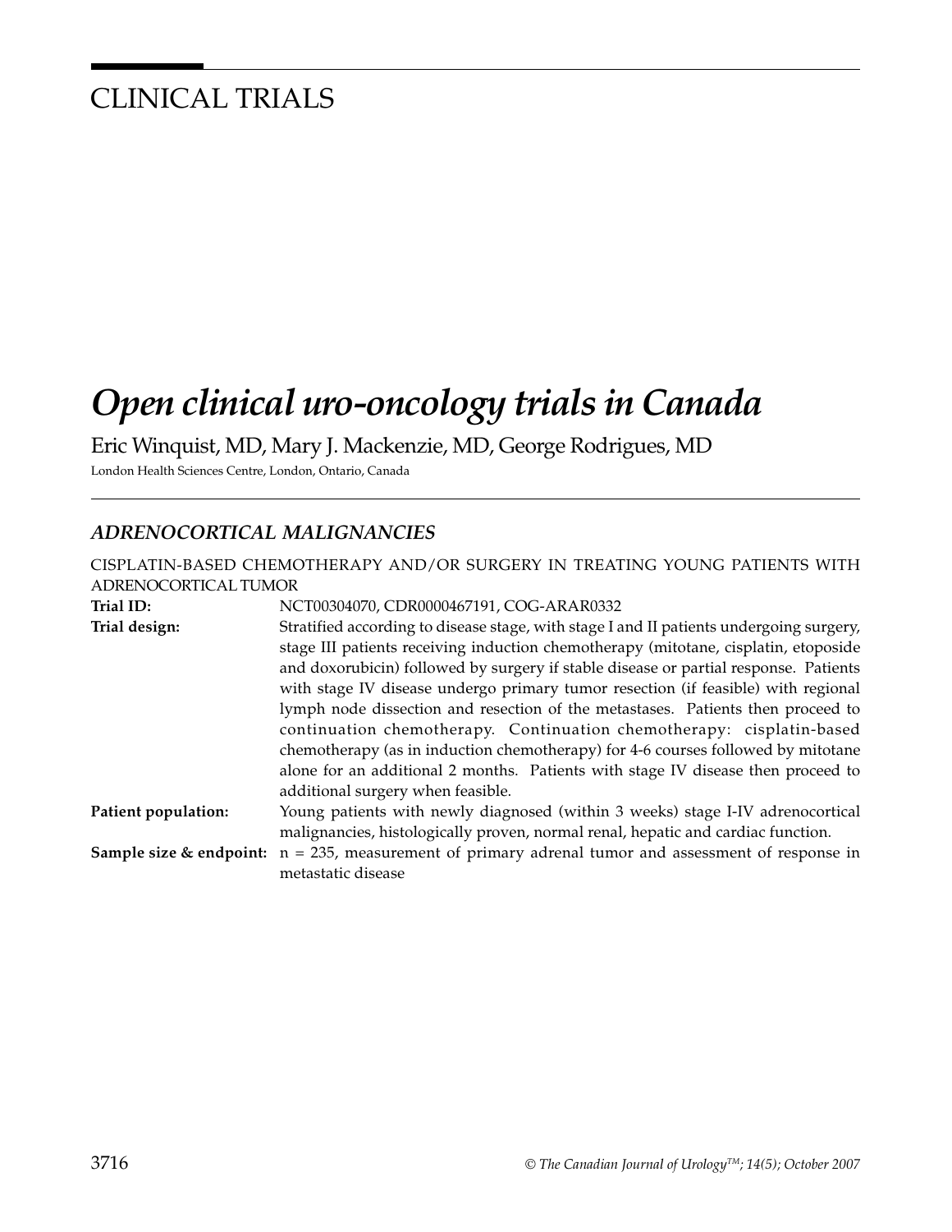# CLINICAL TRIALS

# *Open clinical uro-oncology trials in Canada*

Eric Winquist, MD, Mary J. Mackenzie, MD, George Rodrigues, MD

London Health Sciences Centre, London, Ontario, Canada

## *ADRENOCORTICAL MALIGNANCIES*

### CISPLATIN-BASED CHEMOTHERAPY AND/OR SURGERY IN TREATING YOUNG PATIENTS WITH ADRENOCORTICAL TUMOR

**Trial ID:** NCT00304070, CDR0000467191, COG-ARAR0332

**Trial design:** Stratified according to disease stage, with stage I and II patients undergoing surgery, stage III patients receiving induction chemotherapy (mitotane, cisplatin, etoposide and doxorubicin) followed by surgery if stable disease or partial response. Patients with stage IV disease undergo primary tumor resection (if feasible) with regional lymph node dissection and resection of the metastases. Patients then proceed to continuation chemotherapy. Continuation chemotherapy: cisplatin-based chemotherapy (as in induction chemotherapy) for 4-6 courses followed by mitotane alone for an additional 2 months. Patients with stage IV disease then proceed to additional surgery when feasible.

**Patient population:** Young patients with newly diagnosed (within 3 weeks) stage I-IV adrenocortical malignancies, histologically proven, normal renal, hepatic and cardiac function.

**Sample size & endpoint:** n = 235, measurement of primary adrenal tumor and assessment of response in metastatic disease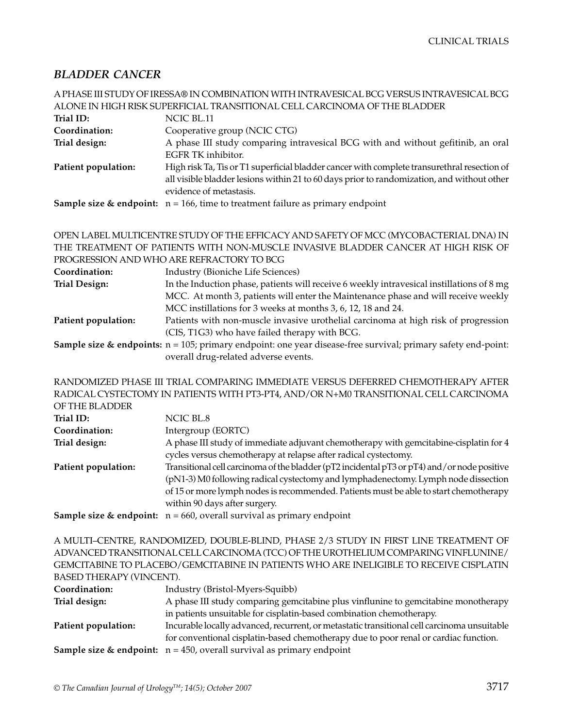## BLADDER CANCER

### A PHASE III STUDY OF IRESSA® IN COMBINATION WITH INTRAVESICAL BCG VERSUS INTRAVESICAL BCG ALONE IN HIGH RISK SUPERFICIAL TRANSITIONAL CELL CARCINOMA OF THE BLADDER

**Trial ID:** NCIC BL.11

**Coordination:** Cooperative group (NCIC CTG)

**Trial design:** A phase III study comparing intravesical BCG with and without gefitinib, an oral EGFR TK inhibitor.

**Patient population:** High risk Ta, Tis or T1 superficial bladder cancer with complete transurethral resection of all visible bladder lesions within 21 to 60 days prior to randomization, and without other evidence of metastasis.

**Sample size & endpoint:** n = 166, time to treatment failure as primary endpoint

### OPEN LABEL MULTICENTRE STUDY OF THE EFFICACY AND SAFETY OF MCC (MYCOBACTERIAL DNA) IN THE TREATMENT OF PATIENTS WITH NON-MUSCLE INVASIVE BLADDER CANCER AT HIGH RISK OF PROGRESSION AND WHO ARE REFRACTORY TO BCG

**Coordination:** Industry (Bioniche Life Sciences)

**Trial Design:** In the Induction phase, patients will receive 6 weekly intravesical instillations of 8 mg MCC. At month 3, patients will enter the Maintenance phase and will receive weekly MCC instillations for 3 weeks at months 3, 6, 12, 18 and 24.

**Patient population:** Patients with non-muscle invasive urothelial carcinoma at high risk of progression (CIS, T1G3) who have failed therapy with BCG.

**Sample size & endpoints:** n = 105; primary endpoint: one year disease-free survival; primary safety end-point: overall drug-related adverse events.

### RANDOMIZED PHASE III TRIAL COMPARING IMMEDIATE VERSUS DEFERRED CHEMOTHERAPY AFTER RADICAL CYSTECTOMY IN PATIENTS WITH PT3-PT4, AND/OR N+M0 TRANSITIONAL CELL CARCINOMA OF THE BLADDER

**Trial ID:** NCIC BL.8

**Coordination:** Intergroup (EORTC)

**Trial design:** A phase III study of immediate adjuvant chemotherapy with gemcitabine-cisplatin for 4 cycles versus chemotherapy at relapse after radical cystectomy.

**Patient population:** Transitional cell carcinoma of the bladder (pT2 incidental pT3 or pT4) and/or node positive (pN1-3) M0 following radical cystectomy and lymphadenectomy. Lymph node dissection of 15 or more lymph nodes is recommended. Patients must be able to start chemotherapy within 90 days after surgery.

**Sample size & endpoint:** n = 660, overall survival as primary endpoint

### A MULTI–CENTRE, RANDOMIZED, DOUBLE-BLIND, PHASE 2/3 STUDY IN FIRST LINE TREATMENT OF ADVANCED TRANSITIONAL CELL CARCINOMA (TCC) OF THE UROTHELIUM COMPARING VINFLUNINE/ GEMCITABINE TO PLACEBO/GEMCITABINE IN PATIENTS WHO ARE INELIGIBLE TO RECEIVE CISPLATIN BASED THERAPY (VINCENT).

**Coordination:** Industry (Bristol-Myers-Squibb)

**Trial design:** A phase III study comparing gemcitabine plus vinflunine to gemcitabine monotherapy in patients unsuitable for cisplatin-based combination chemotherapy.

**Patient population:** Incurable locally advanced, recurrent, or metastatic transitional cell carcinoma unsuitable for conventional cisplatin-based chemotherapy due to poor renal or cardiac function.

**Sample size & endpoint:** n = 450, overall survival as primary endpoint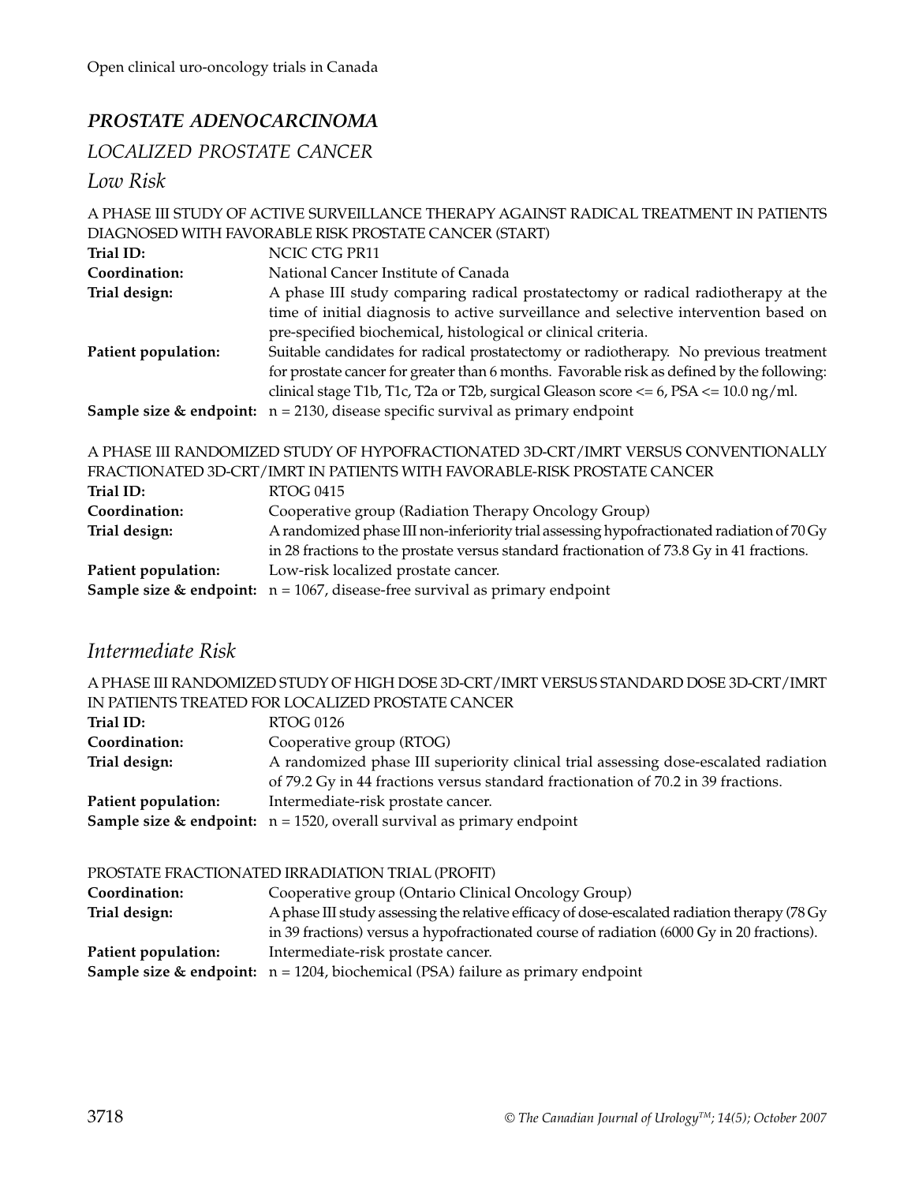## *PROSTATE ADENOCARCINOMA*

### *LOCALIZED PROSTATE CANCER*

### *Low Risk*

A PHASE III STUDY OF ACTIVE SURVEILLANCE THERAPY AGAINST RADICAL TREATMENT IN PATIENTS DIAGNOSED WITH FAVORABLE RISK PROSTATE CANCER (START)

**Trial ID:** NCIC CTG PR11

**Coordination:** National Cancer Institute of Canada

**Trial design:** A phase III study comparing radical prostatectomy or radical radiotherapy at the time of initial diagnosis to active surveillance and selective intervention based on pre-specified biochemical, histological or clinical criteria.

**Patient population:** Suitable candidates for radical prostatectomy or radiotherapy. No previous treatment for prostate cancer for greater than 6 months. Favorable risk as defined by the following: clinical stage T1b, T1c, T2a or T2b, surgical Gleason score <= 6, PSA <= 10.0 ng/ml.

**Sample size & endpoint:** n = 2130, disease specific survival as primary endpoint

A PHASE III RANDOMIZED STUDY OF HYPOFRACTIONATED 3D-CRT/IMRT VERSUS CONVENTIONALLY FRACTIONATED 3D-CRT/IMRT IN PATIENTS WITH FAVORABLE-RISK PROSTATE CANCER

**Trial ID:** RTOG 0415

**Coordination:** Cooperative group (Radiation Therapy Oncology Group)

**Trial design:** A randomized phase III non-inferiority trial assessing hypofractionated radiation of 70 Gy in 28 fractions to the prostate versus standard fractionation of 73.8 Gy in 41 fractions.

**Patient population:** Low-risk localized prostate cancer.

**Sample size & endpoint:** n = 1067, disease-free survival as primary endpoint

### *Intermediate Risk*

A PHASE III RANDOMIZED STUDY OF HIGH DOSE 3D-CRT/IMRT VERSUS STANDARD DOSE 3D-CRT/IMRT IN PATIENTS TREATED FOR LOCALIZED PROSTATE CANCER

**Trial ID:** RTOG 0126

**Coordination:** Cooperative group (RTOG)

**Trial design:** A randomized phase III superiority clinical trial assessing dose-escalated radiation of 79.2 Gy in 44 fractions versus standard fractionation of 70.2 in 39 fractions.

**Patient population:** Intermediate-risk prostate cancer.

**Sample size & endpoint:** n = 1520, overall survival as primary endpoint

PROSTATE FRACTIONATED IRRADIATION TRIAL (PROFIT)

**Coordination:** Cooperative group (Ontario Clinical Oncology Group)

**Trial design:** A phase III study assessing the relative efficacy of dose-escalated radiation therapy (78 Gy in 39 fractions) versus a hypofractionated course of radiation (6000 Gy in 20 fractions).

**Patient population:** Intermediate-risk prostate cancer.

**Sample size & endpoint:** n = 1204, biochemical (PSA) failure as primary endpoint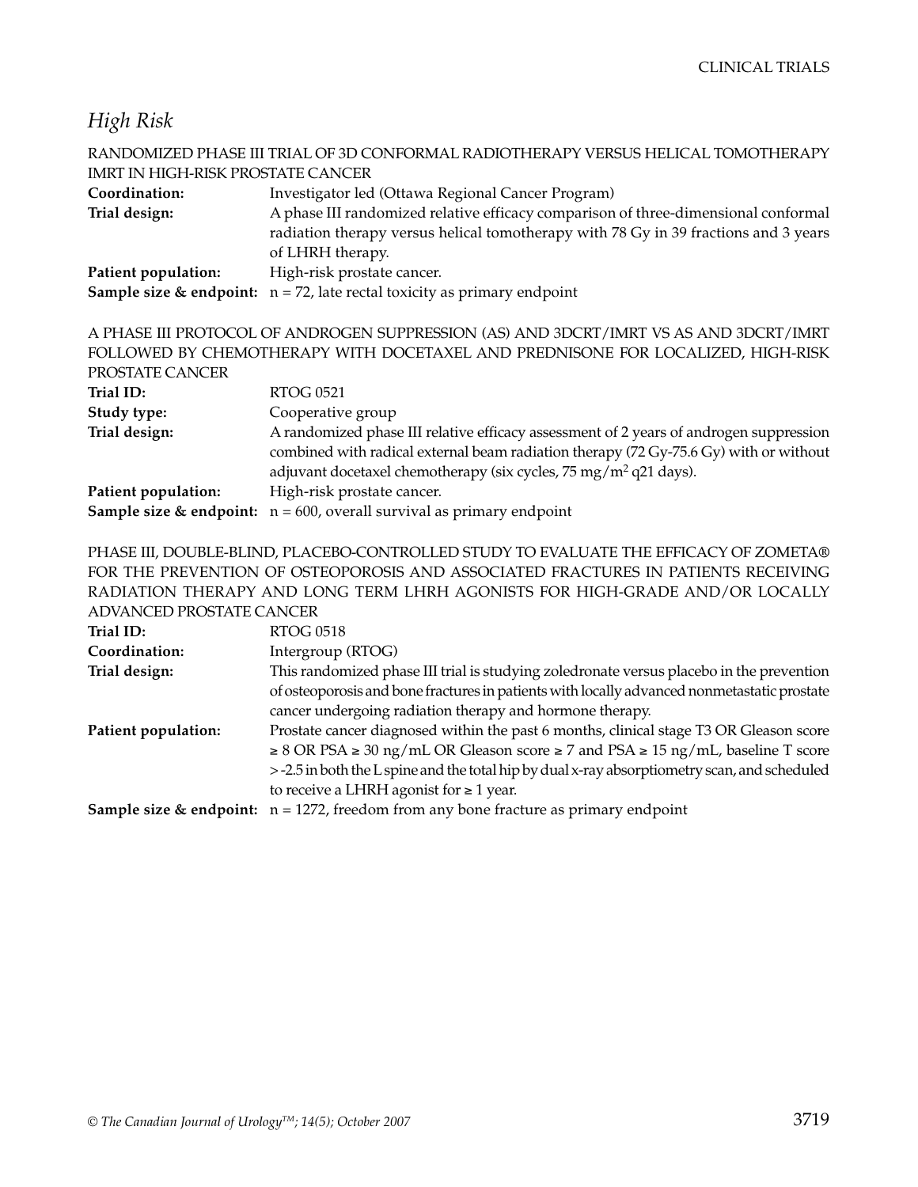## *High Risk*

RANDOMIZED PHASE III TRIAL OF 3D CONFORMAL RADIOTHERAPY VERSUS HELICAL TOMOTHERAPY IMRT IN HIGH-RISK PROSTATE CANCER

**Coordination:** Investigator led (Ottawa Regional Cancer Program)

**Trial design:** A phase III randomized relative efficacy comparison of three-dimensional conformal radiation therapy versus helical tomotherapy with 78 Gy in 39 fractions and 3 years of LHRH therapy.

**Patient population:** High-risk prostate cancer.

**Sample size & endpoint:** n = 72, late rectal toxicity as primary endpoint

A PHASE III PROTOCOL OF ANDROGEN SUPPRESSION (AS) AND 3DCRT/IMRT VS AS AND 3DCRT/IMRT FOLLOWED BY CHEMOTHERAPY WITH DOCETAXEL AND PREDNISONE FOR LOCALIZED, HIGH-RISK PROSTATE CANCER

**Trial ID:** RTOG 0521

**Study type:** Cooperative group

**Trial design:** A randomized phase III relative efficacy assessment of 2 years of androgen suppression combined with radical external beam radiation therapy (72 Gy-75.6 Gy) with or without adjuvant docetaxel chemotherapy (six cycles, 75 mg/m$^2$ q21 days).

**Patient population:** High-risk prostate cancer.

**Sample size & endpoint:** n = 600, overall survival as primary endpoint

PHASE III, DOUBLE-BLIND, PLACEBO-CONTROLLED STUDY TO EVALUATE THE EFFICACY OF ZOMETA® FOR THE PREVENTION OF OSTEOPOROSIS AND ASSOCIATED FRACTURES IN PATIENTS RECEIVING RADIATION THERAPY AND LONG TERM LHRH AGONISTS FOR HIGH-GRADE AND/OR LOCALLY ADVANCED PROSTATE CANCER

**Trial ID:** RTOG 0518

**Coordination:** Intergroup (RTOG)

**Trial design:** This randomized phase III trial is studying zoledronate versus placebo in the prevention of osteoporosis and bone fractures in patients with locally advanced nonmetastatic prostate cancer undergoing radiation therapy and hormone therapy.

**Patient population:** Prostate cancer diagnosed within the past 6 months, clinical stage T3 OR Gleason score ≥ 8 OR PSA ≥ 30 ng/mL OR Gleason score ≥ 7 and PSA ≥ 15 ng/mL, baseline T score > -2.5 in both the L spine and the total hip by dual x-ray absorptiometry scan, and scheduled to receive a LHRH agonist for ≥ 1 year.

**Sample size & endpoint:** n = 1272, freedom from any bone fracture as primary endpoint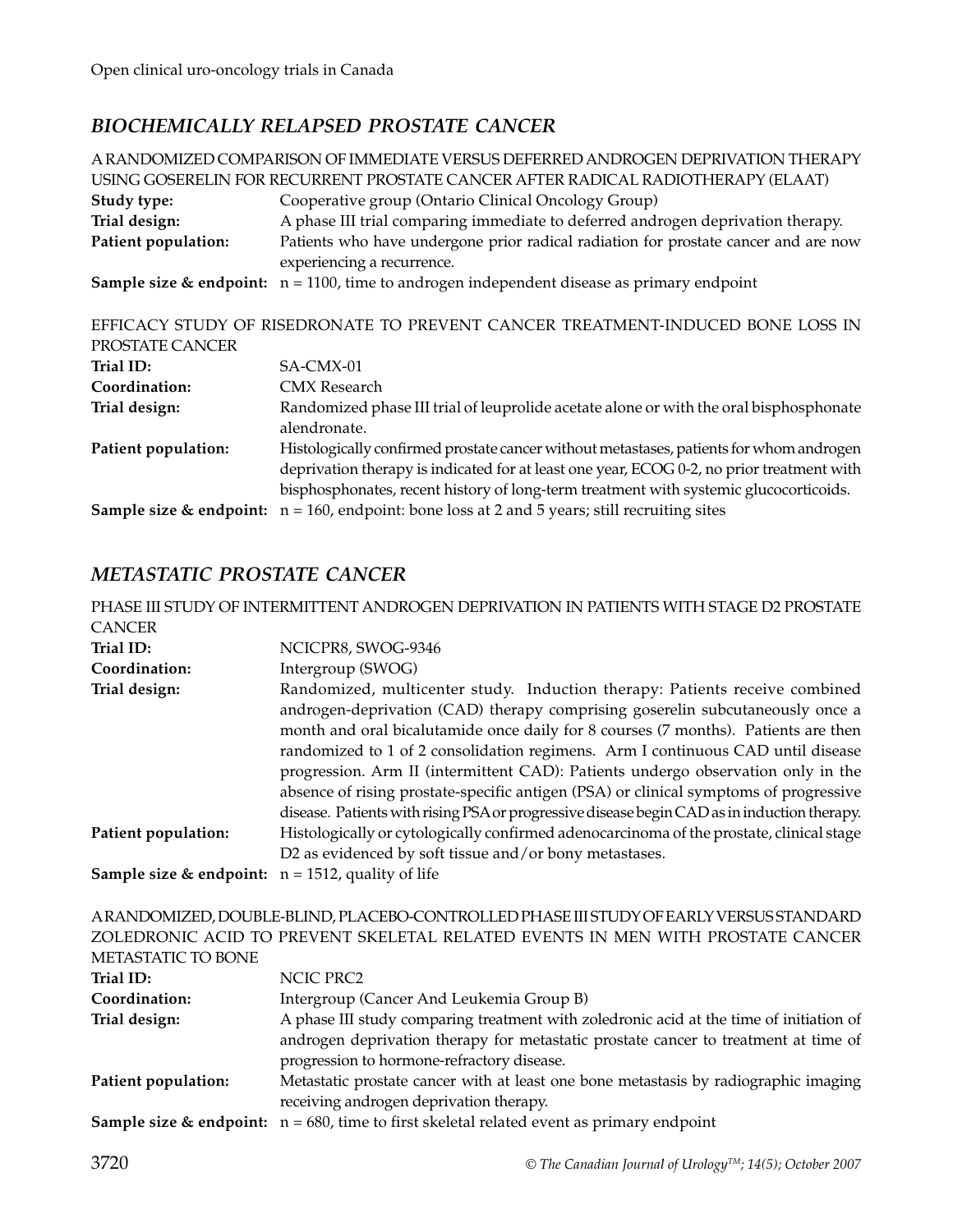## *BIOCHEMICALLY RELAPSED PROSTATE CANCER*

A RANDOMIZED COMPARISON OF IMMEDIATE VERSUS DEFERRED ANDROGEN DEPRIVATION THERAPY USING GOSERELIN FOR RECURRENT PROSTATE CANCER AFTER RADICAL RADIOTHERAPY (ELAAT)

**Study type:** Cooperative group (Ontario Clinical Oncology Group)
**Trial design:** A phase III trial comparing immediate to deferred androgen deprivation therapy.
**Patient population:** Patients who have undergone prior radical radiation for prostate cancer and are now experiencing a recurrence.
**Sample size & endpoint:** n = 1100, time to androgen independent disease as primary endpoint

EFFICACY STUDY OF RISEDRONATE TO PREVENT CANCER TREATMENT-INDUCED BONE LOSS IN PROSTATE CANCER

**Trial ID:** SA-CMX-01
**Coordination:** CMX Research
**Trial design:** Randomized phase III trial of leuprolide acetate alone or with the oral bisphosphonate alendronate.
**Patient population:** Histologically confirmed prostate cancer without metastases, patients for whom androgen deprivation therapy is indicated for at least one year, ECOG 0-2, no prior treatment with bisphosphonates, recent history of long-term treatment with systemic glucocorticoids.
**Sample size & endpoint:** n = 160, endpoint: bone loss at 2 and 5 years; still recruiting sites

## *METASTATIC PROSTATE CANCER*

PHASE III STUDY OF INTERMITTENT ANDROGEN DEPRIVATION IN PATIENTS WITH STAGE D2 PROSTATE CANCER

**Trial ID:** NCICPR8, SWOG-9346
**Coordination:** Intergroup (SWOG)
**Trial design:** Randomized, multicenter study. Induction therapy: Patients receive combined androgen-deprivation (CAD) therapy comprising goserelin subcutaneously once a month and oral bicalutamide once daily for 8 courses (7 months). Patients are then randomized to 1 of 2 consolidation regimens. Arm I continuous CAD until disease progression. Arm II (intermittent CAD): Patients undergo observation only in the absence of rising prostate-specific antigen (PSA) or clinical symptoms of progressive disease. Patients with rising PSA or progressive disease begin CAD as in induction therapy.
**Patient population:** Histologically or cytologically confirmed adenocarcinoma of the prostate, clinical stage D2 as evidenced by soft tissue and/or bony metastases.
**Sample size & endpoint:** n = 1512, quality of life

A RANDOMIZED, DOUBLE-BLIND, PLACEBO-CONTROLLED PHASE III STUDY OF EARLY VERSUS STANDARD ZOLEDRONIC ACID TO PREVENT SKELETAL RELATED EVENTS IN MEN WITH PROSTATE CANCER METASTATIC TO BONE

**Trial ID:** NCIC PRC2
**Coordination:** Intergroup (Cancer And Leukemia Group B)
**Trial design:** A phase III study comparing treatment with zoledronic acid at the time of initiation of androgen deprivation therapy for metastatic prostate cancer to treatment at time of progression to hormone-refractory disease.
**Patient population:** Metastatic prostate cancer with at least one bone metastasis by radiographic imaging receiving androgen deprivation therapy.
**Sample size & endpoint:** n = 680, time to first skeletal related event as primary endpoint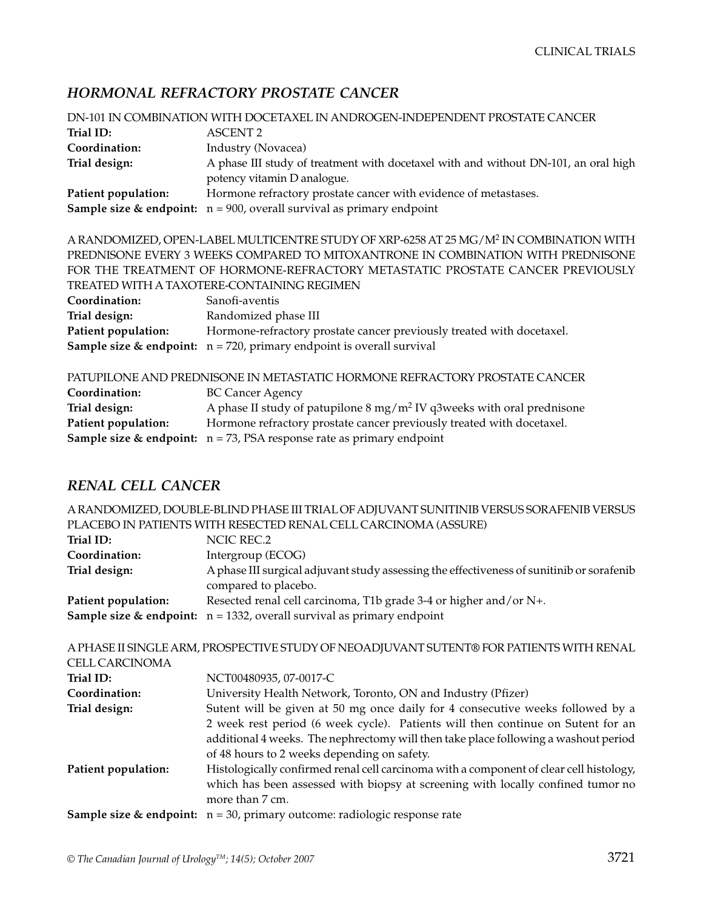## *HORMONAL REFRACTORY PROSTATE CANCER*

DN-101 IN COMBINATION WITH DOCETAXEL IN ANDROGEN-INDEPENDENT PROSTATE CANCER

**Trial ID:** ASCENT 2
**Coordination:** Industry (Novacea)
**Trial design:** A phase III study of treatment with docetaxel with and without DN-101, an oral high potency vitamin D analogue.
**Patient population:** Hormone refractory prostate cancer with evidence of metastases.
**Sample size & endpoint:** n = 900, overall survival as primary endpoint

A RANDOMIZED, OPEN-LABEL MULTICENTRE STUDY OF XRP-6258 AT 25 MG/M$^2$ IN COMBINATION WITH PREDNISONE EVERY 3 WEEKS COMPARED TO MITOXANTRONE IN COMBINATION WITH PREDNISONE FOR THE TREATMENT OF HORMONE-REFRACTORY METASTATIC PROSTATE CANCER PREVIOUSLY TREATED WITH A TAXOTERE-CONTAINING REGIMEN

**Coordination:** Sanofi-aventis
**Trial design:** Randomized phase III
**Patient population:** Hormone-refractory prostate cancer previously treated with docetaxel.
**Sample size & endpoint:** n = 720, primary endpoint is overall survival

PATUPILONE AND PREDNISONE IN METASTATIC HORMONE REFRACTORY PROSTATE CANCER

**Coordination:** BC Cancer Agency
**Trial design:** A phase II study of patupilone 8 mg/m$^2$ IV q3weeks with oral prednisone
**Patient population:** Hormone refractory prostate cancer previously treated with docetaxel.
**Sample size & endpoint:** n = 73, PSA response rate as primary endpoint

## *RENAL CELL CANCER*

A RANDOMIZED, DOUBLE-BLIND PHASE III TRIAL OF ADJUVANT SUNITINIB VERSUS SORAFENIB VERSUS PLACEBO IN PATIENTS WITH RESECTED RENAL CELL CARCINOMA (ASSURE)

**Trial ID:** NCIC REC.2
**Coordination:** Intergroup (ECOG)
**Trial design:** A phase III surgical adjuvant study assessing the effectiveness of sunitinib or sorafenib compared to placebo.
**Patient population:** Resected renal cell carcinoma, T1b grade 3-4 or higher and/or N+.
**Sample size & endpoint:** n = 1332, overall survival as primary endpoint

A PHASE II SINGLE ARM, PROSPECTIVE STUDY OF NEOADJUVANT SUTENT® FOR PATIENTS WITH RENAL CELL CARCINOMA

**Trial ID:** NCT00480935, 07-0017-C
**Coordination:** University Health Network, Toronto, ON and Industry (Pfizer)
**Trial design:** Sutent will be given at 50 mg once daily for 4 consecutive weeks followed by a 2 week rest period (6 week cycle). Patients will then continue on Sutent for an additional 4 weeks. The nephrectomy will then take place following a washout period of 48 hours to 2 weeks depending on safety.
**Patient population:** Histologically confirmed renal cell carcinoma with a component of clear cell histology, which has been assessed with biopsy at screening with locally confined tumor no more than 7 cm.
**Sample size & endpoint:** n = 30, primary outcome: radiologic response rate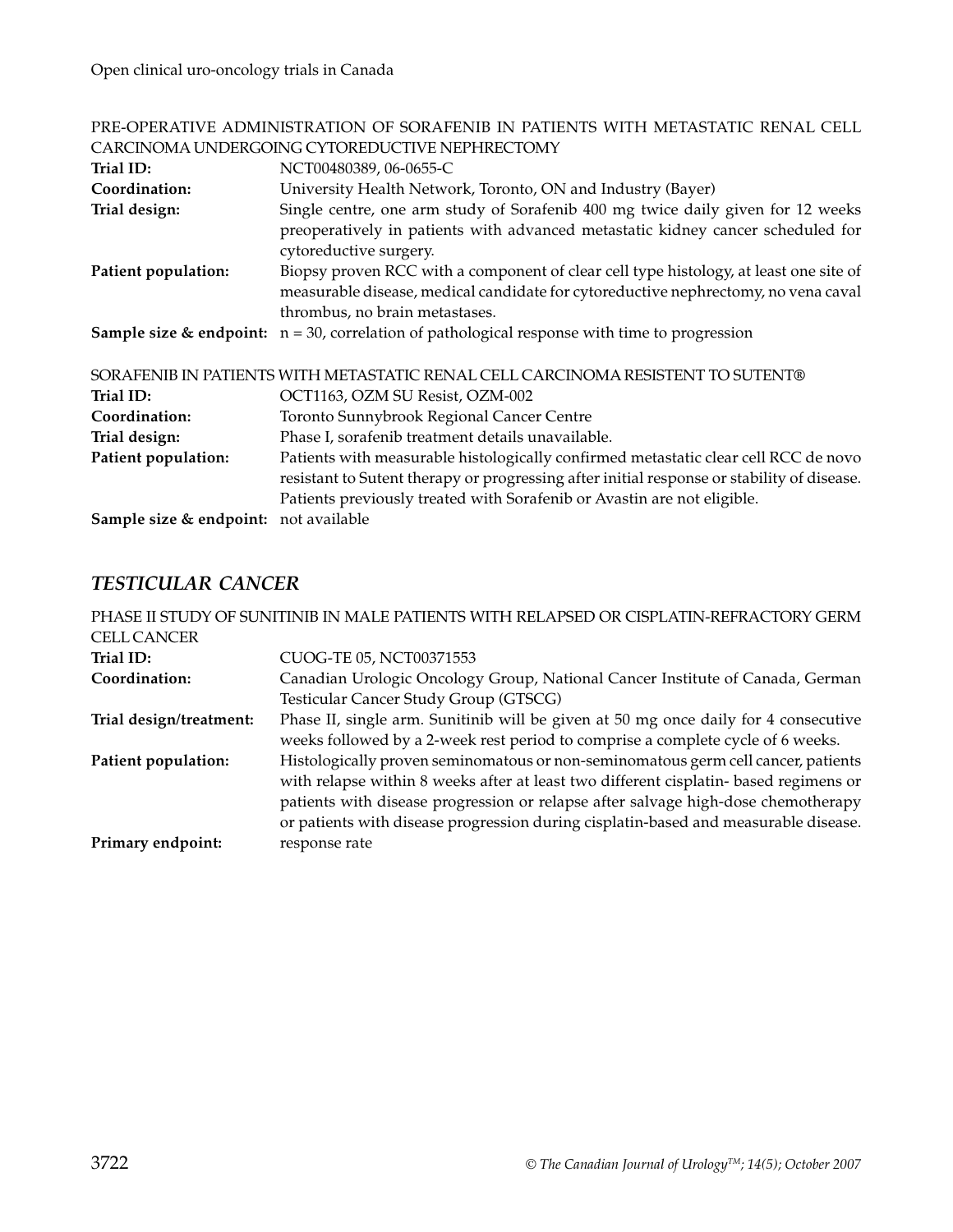PRE-OPERATIVE ADMINISTRATION OF SORAFENIB IN PATIENTS WITH METASTATIC RENAL CELL CARCINOMA UNDERGOING CYTOREDUCTIVE NEPHRECTOMY

| | |
|---|---|
| **Trial ID:** | NCT00480389, 06-0655-C |
| **Coordination:** | University Health Network, Toronto, ON and Industry (Bayer) |
| **Trial design:** | Single centre, one arm study of Sorafenib 400 mg twice daily given for 12 weeks preoperatively in patients with advanced metastatic kidney cancer scheduled for cytoreductive surgery. |
| **Patient population:** | Biopsy proven RCC with a component of clear cell type histology, at least one site of measurable disease, medical candidate for cytoreductive nephrectomy, no vena caval thrombus, no brain metastases. |
| **Sample size & endpoint:** | n = 30, correlation of pathological response with time to progression |

SORAFENIB IN PATIENTS WITH METASTATIC RENAL CELL CARCINOMA RESISTENT TO SUTENT®

| | |
|---|---|
| **Trial ID:** | OCT1163, OZM SU Resist, OZM-002 |
| **Coordination:** | Toronto Sunnybrook Regional Cancer Centre |
| **Trial design:** | Phase I, sorafenib treatment details unavailable. |
| **Patient population:** | Patients with measurable histologically confirmed metastatic clear cell RCC de novo resistant to Sutent therapy or progressing after initial response or stability of disease. Patients previously treated with Sorafenib or Avastin are not eligible. |
| **Sample size & endpoint:** | not available |

## *TESTICULAR CANCER*

PHASE II STUDY OF SUNITINIB IN MALE PATIENTS WITH RELAPSED OR CISPLATIN-REFRACTORY GERM CELL CANCER

| | |
|---|---|
| **Trial ID:** | CUOG-TE 05, NCT00371553 |
| **Coordination:** | Canadian Urologic Oncology Group, National Cancer Institute of Canada, German Testicular Cancer Study Group (GTSCG) |
| **Trial design/treatment:** | Phase II, single arm. Sunitinib will be given at 50 mg once daily for 4 consecutive weeks followed by a 2-week rest period to comprise a complete cycle of 6 weeks. |
| **Patient population:** | Histologically proven seminomatous or non-seminomatous germ cell cancer, patients with relapse within 8 weeks after at least two different cisplatin- based regimens or patients with disease progression or relapse after salvage high-dose chemotherapy or patients with disease progression during cisplatin-based and measurable disease. |
| **Primary endpoint:** | response rate |